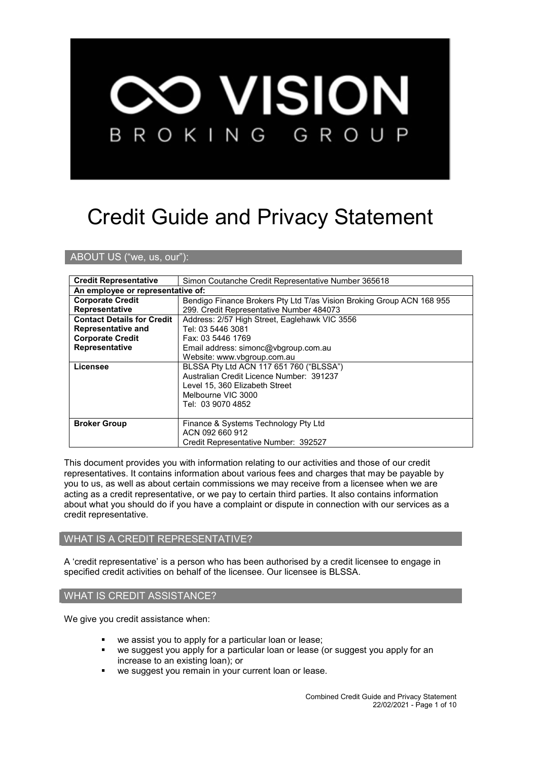# Credit Guide and Privacy Statement

## ABOUT US ("we, us, our"):

| **Credit Representative** | Simon Coutanche Credit Representative Number 365618 |
|---|---|
| **An employee or representative of:** | |
| **Corporate Credit Representative** | Bendigo Finance Brokers Pty Ltd T/as Vision Broking Group ACN 168 955 299. Credit Representative Number 484073 |
| **Contact Details for Credit Representative and Corporate Credit Representative** | Address: 2/57 High Street, Eaglehawk VIC 3556<br>Tel: 03 5446 3081<br>Fax: 03 5446 1769<br>Email address: simonc@vbgroup.com.au<br>Website: www.vbgroup.com.au |
| **Licensee** | BLSSA Pty Ltd ACN 117 651 760 ("BLSSA")<br>Australian Credit Licence Number: 391237<br>Level 15, 360 Elizabeth Street<br>Melbourne VIC 3000<br>Tel: 03 9070 4852 |
| **Broker Group** | Finance & Systems Technology Pty Ltd<br>ACN 092 660 912<br>Credit Representative Number: 392527 |

This document provides you with information relating to our activities and those of our credit representatives. It contains information about various fees and charges that may be payable by you to us, as well as about certain commissions we may receive from a licensee when we are acting as a credit representative, or we pay to certain third parties. It also contains information about what you should do if you have a complaint or dispute in connection with our services as a credit representative.

## WHAT IS A CREDIT REPRESENTATIVE?

A 'credit representative' is a person who has been authorised by a credit licensee to engage in specified credit activities on behalf of the licensee. Our licensee is BLSSA.

## WHAT IS CREDIT ASSISTANCE?

We give you credit assistance when:

- we assist you to apply for a particular loan or lease;
- we suggest you apply for a particular loan or lease (or suggest you apply for an increase to an existing loan); or
- we suggest you remain in your current loan or lease.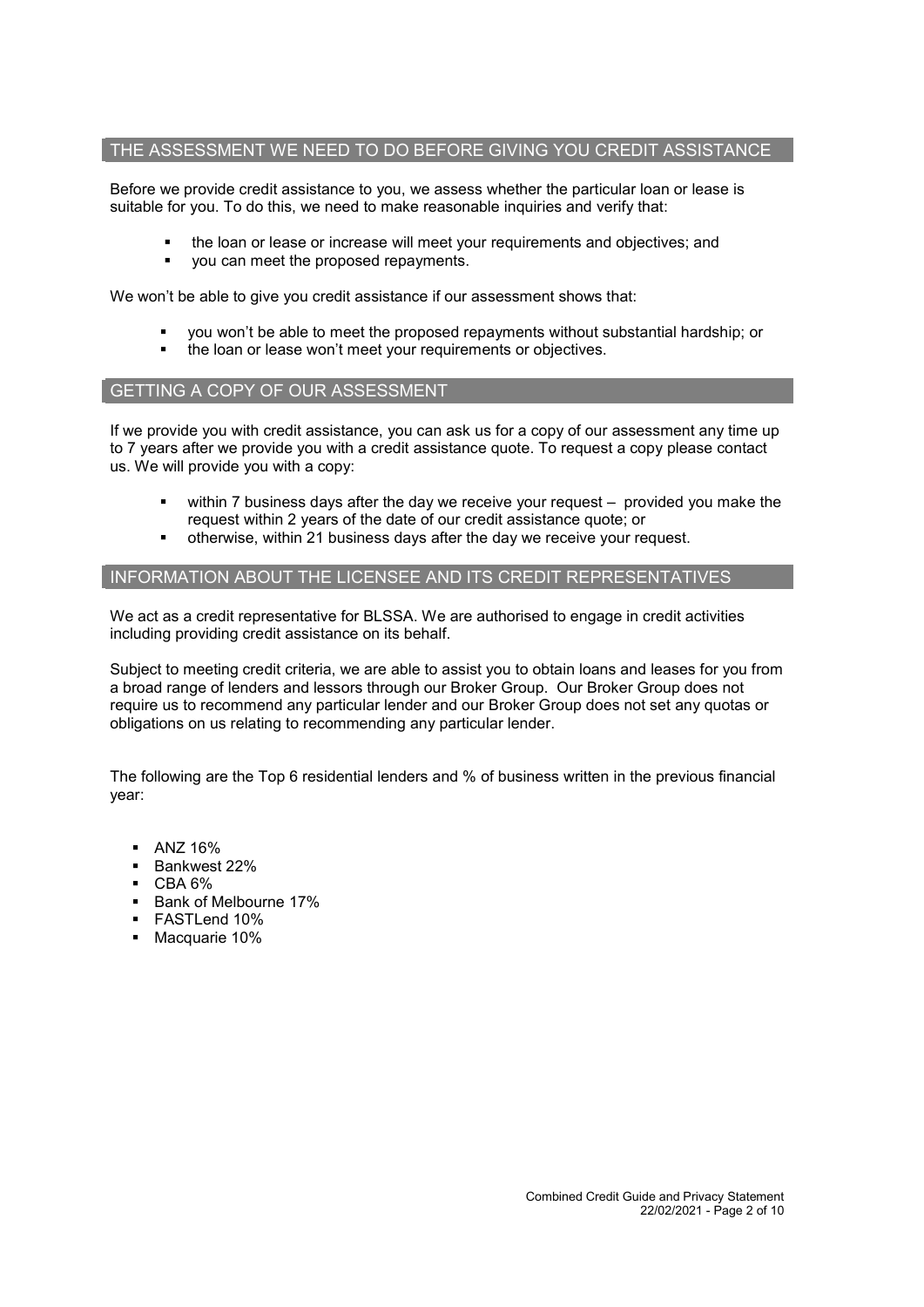## THE ASSESSMENT WE NEED TO DO BEFORE GIVING YOU CREDIT ASSISTANCE

Before we provide credit assistance to you, we assess whether the particular loan or lease is suitable for you. To do this, we need to make reasonable inquiries and verify that:

- the loan or lease or increase will meet your requirements and objectives; and
- you can meet the proposed repayments.

We won't be able to give you credit assistance if our assessment shows that:

- you won't be able to meet the proposed repayments without substantial hardship; or
- the loan or lease won't meet your requirements or objectives.

## GETTING A COPY OF OUR ASSESSMENT

If we provide you with credit assistance, you can ask us for a copy of our assessment any time up to 7 years after we provide you with a credit assistance quote. To request a copy please contact us. We will provide you with a copy:

- within 7 business days after the day we receive your request – provided you make the request within 2 years of the date of our credit assistance quote; or
- otherwise, within 21 business days after the day we receive your request.

## INFORMATION ABOUT THE LICENSEE AND ITS CREDIT REPRESENTATIVES

We act as a credit representative for BLSSA. We are authorised to engage in credit activities including providing credit assistance on its behalf.

Subject to meeting credit criteria, we are able to assist you to obtain loans and leases for you from a broad range of lenders and lessors through our Broker Group. Our Broker Group does not require us to recommend any particular lender and our Broker Group does not set any quotas or obligations on us relating to recommending any particular lender.

The following are the Top 6 residential lenders and % of business written in the previous financial year:

- ANZ 16%
- Bankwest 22%
- CBA 6%
- Bank of Melbourne 17%
- FASTLend 10%
- Macquarie 10%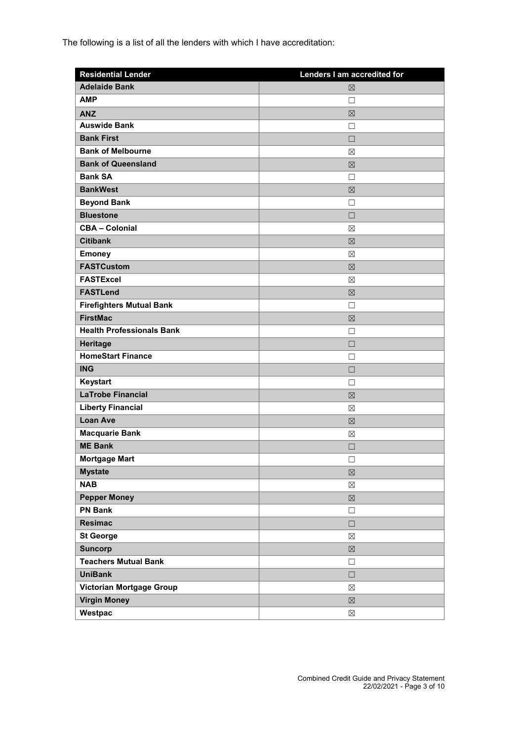The following is a list of all the lenders with which I have accreditation:

| Residential Lender | Lenders I am accredited for |
|---|---|
| **Adelaide Bank** | ☒ |
| **AMP** | ☐ |
| **ANZ** | ☒ |
| **Auswide Bank** | ☐ |
| **Bank First** | ☐ |
| **Bank of Melbourne** | ☒ |
| **Bank of Queensland** | ☒ |
| **Bank SA** | ☐ |
| **BankWest** | ☒ |
| **Beyond Bank** | ☐ |
| **Bluestone** | ☐ |
| **CBA – Colonial** | ☒ |
| **Citibank** | ☒ |
| **Emoney** | ☒ |
| **FASTCustom** | ☒ |
| **FASTExcel** | ☒ |
| **FASTLend** | ☒ |
| **Firefighters Mutual Bank** | ☐ |
| **FirstMac** | ☒ |
| **Health Professionals Bank** | ☐ |
| **Heritage** | ☐ |
| **HomeStart Finance** | ☐ |
| **ING** | ☐ |
| **Keystart** | ☐ |
| **LaTrobe Financial** | ☒ |
| **Liberty Financial** | ☒ |
| **Loan Ave** | ☒ |
| **Macquarie Bank** | ☒ |
| **ME Bank** | ☐ |
| **Mortgage Mart** | ☐ |
| **Mystate** | ☒ |
| **NAB** | ☒ |
| **Pepper Money** | ☒ |
| **PN Bank** | ☐ |
| **Resimac** | ☐ |
| **St George** | ☒ |
| **Suncorp** | ☒ |
| **Teachers Mutual Bank** | ☐ |
| **UniBank** | ☐ |
| **Victorian Mortgage Group** | ☒ |
| **Virgin Money** | ☒ |
| **Westpac** | ☒ |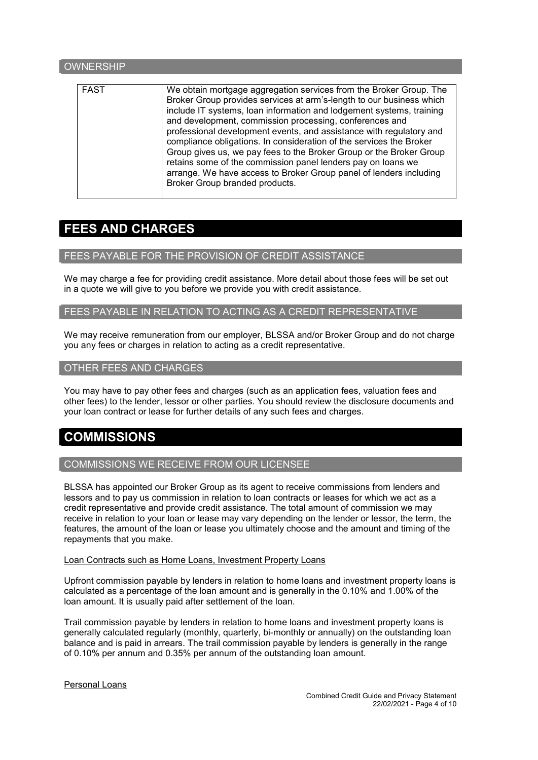## OWNERSHIP

| | |
|---|---|
| FAST | We obtain mortgage aggregation services from the Broker Group. The Broker Group provides services at arm's-length to our business which include IT systems, loan information and lodgement systems, training and development, commission processing, conferences and professional development events, and assistance with regulatory and compliance obligations. In consideration of the services the Broker Group gives us, we pay fees to the Broker Group or the Broker Group retains some of the commission panel lenders pay on loans we arrange. We have access to Broker Group panel of lenders including Broker Group branded products. |

# FEES AND CHARGES

## FEES PAYABLE FOR THE PROVISION OF CREDIT ASSISTANCE

We may charge a fee for providing credit assistance. More detail about those fees will be set out in a quote we will give to you before we provide you with credit assistance.

## FEES PAYABLE IN RELATION TO ACTING AS A CREDIT REPRESENTATIVE

We may receive remuneration from our employer, BLSSA and/or Broker Group and do not charge you any fees or charges in relation to acting as a credit representative.

## OTHER FEES AND CHARGES

You may have to pay other fees and charges (such as an application fees, valuation fees and other fees) to the lender, lessor or other parties. You should review the disclosure documents and your loan contract or lease for further details of any such fees and charges.

# COMMISSIONS

## COMMISSIONS WE RECEIVE FROM OUR LICENSEE

BLSSA has appointed our Broker Group as its agent to receive commissions from lenders and lessors and to pay us commission in relation to loan contracts or leases for which we act as a credit representative and provide credit assistance. The total amount of commission we may receive in relation to your loan or lease may vary depending on the lender or lessor, the term, the features, the amount of the loan or lease you ultimately choose and the amount and timing of the repayments that you make.

<u>Loan Contracts such as Home Loans, Investment Property Loans</u>

Upfront commission payable by lenders in relation to home loans and investment property loans is calculated as a percentage of the loan amount and is generally in the 0.10% and 1.00% of the loan amount. It is usually paid after settlement of the loan.

Trail commission payable by lenders in relation to home loans and investment property loans is generally calculated regularly (monthly, quarterly, bi-monthly or annually) on the outstanding loan balance and is paid in arrears. The trail commission payable by lenders is generally in the range of 0.10% per annum and 0.35% per annum of the outstanding loan amount.

<u>Personal Loans</u>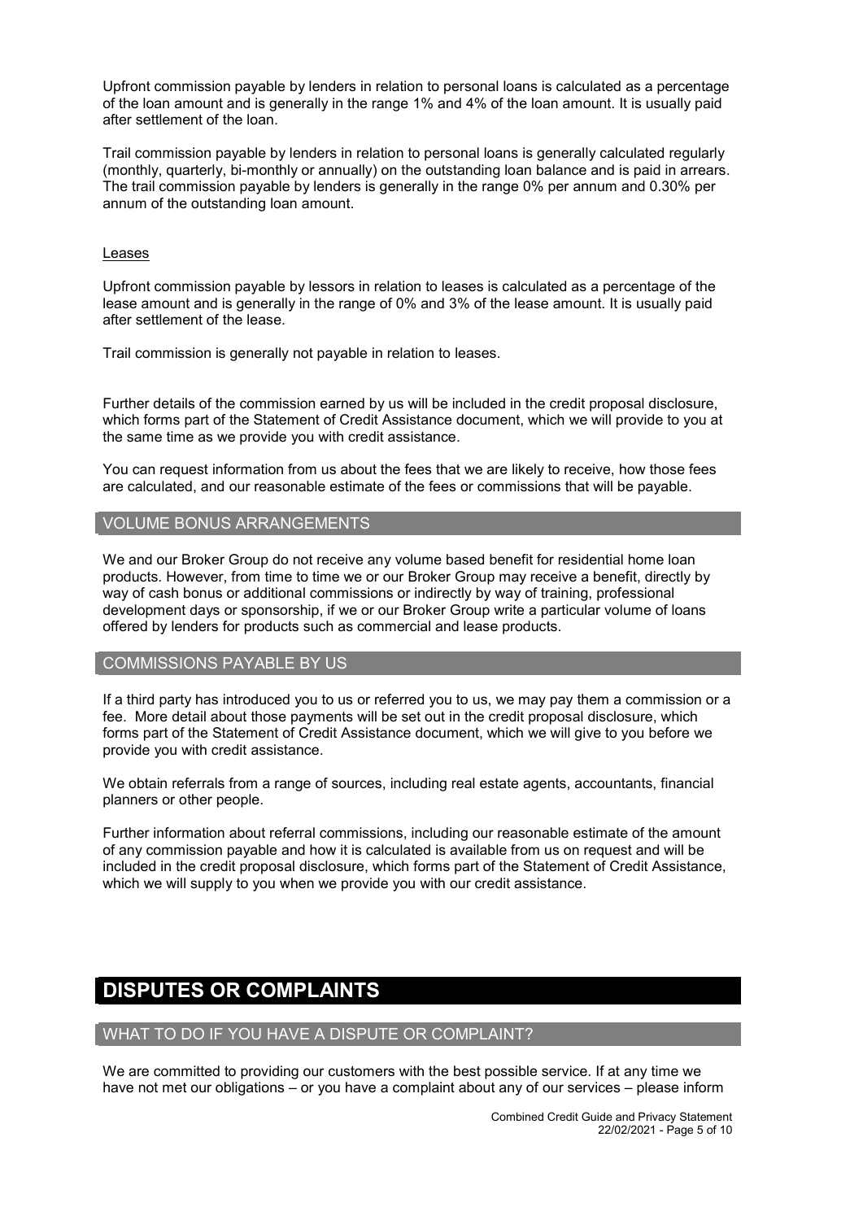Upfront commission payable by lenders in relation to personal loans is calculated as a percentage of the loan amount and is generally in the range 1% and 4% of the loan amount. It is usually paid after settlement of the loan.

Trail commission payable by lenders in relation to personal loans is generally calculated regularly (monthly, quarterly, bi-monthly or annually) on the outstanding loan balance and is paid in arrears. The trail commission payable by lenders is generally in the range 0% per annum and 0.30% per annum of the outstanding loan amount.

Leases

Upfront commission payable by lessors in relation to leases is calculated as a percentage of the lease amount and is generally in the range of 0% and 3% of the lease amount. It is usually paid after settlement of the lease.

Trail commission is generally not payable in relation to leases.

Further details of the commission earned by us will be included in the credit proposal disclosure, which forms part of the Statement of Credit Assistance document, which we will provide to you at the same time as we provide you with credit assistance.

You can request information from us about the fees that we are likely to receive, how those fees are calculated, and our reasonable estimate of the fees or commissions that will be payable.

### VOLUME BONUS ARRANGEMENTS

We and our Broker Group do not receive any volume based benefit for residential home loan products. However, from time to time we or our Broker Group may receive a benefit, directly by way of cash bonus or additional commissions or indirectly by way of training, professional development days or sponsorship, if we or our Broker Group write a particular volume of loans offered by lenders for products such as commercial and lease products.

### COMMISSIONS PAYABLE BY US

If a third party has introduced you to us or referred you to us, we may pay them a commission or a fee. More detail about those payments will be set out in the credit proposal disclosure, which forms part of the Statement of Credit Assistance document, which we will give to you before we provide you with credit assistance.

We obtain referrals from a range of sources, including real estate agents, accountants, financial planners or other people.

Further information about referral commissions, including our reasonable estimate of the amount of any commission payable and how it is calculated is available from us on request and will be included in the credit proposal disclosure, which forms part of the Statement of Credit Assistance, which we will supply to you when we provide you with our credit assistance.

## DISPUTES OR COMPLAINTS

### WHAT TO DO IF YOU HAVE A DISPUTE OR COMPLAINT?

We are committed to providing our customers with the best possible service. If at any time we have not met our obligations – or you have a complaint about any of our services – please inform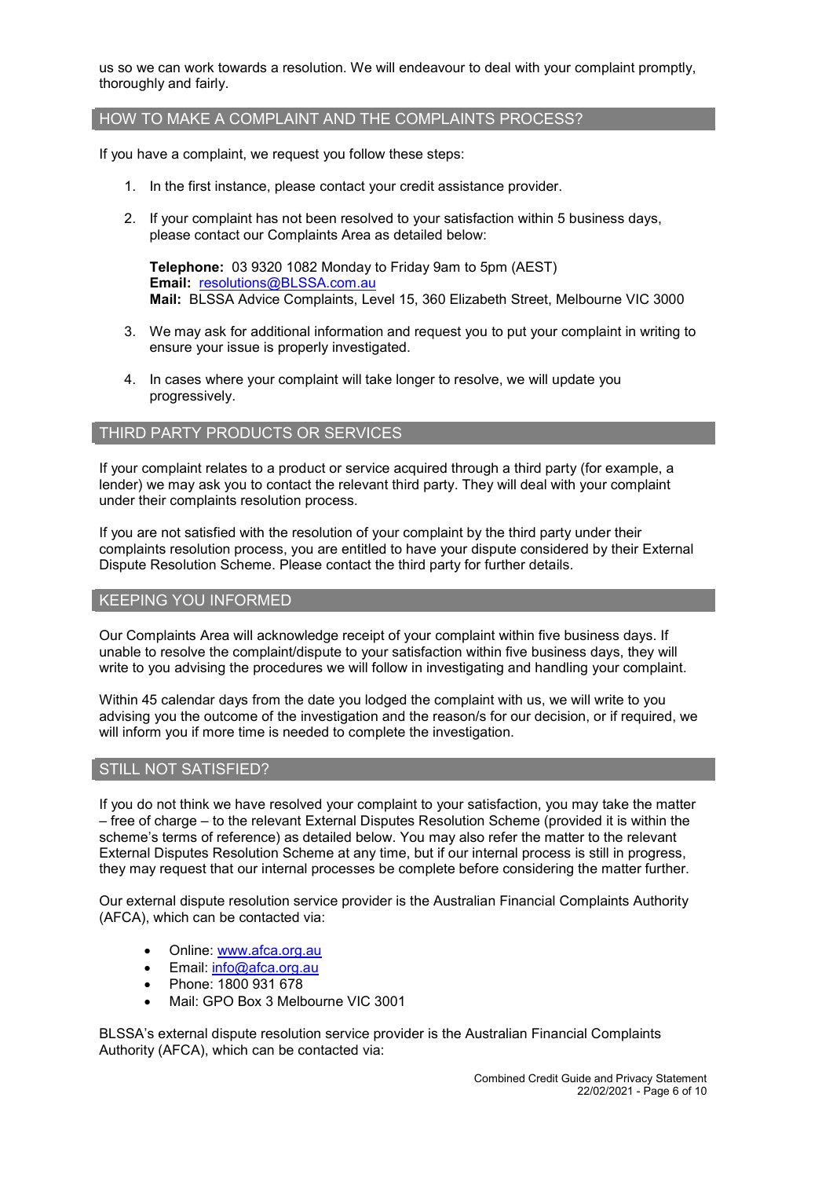us so we can work towards a resolution. We will endeavour to deal with your complaint promptly, thoroughly and fairly.

## HOW TO MAKE A COMPLAINT AND THE COMPLAINTS PROCESS?

If you have a complaint, we request you follow these steps:

1. In the first instance, please contact your credit assistance provider.

2. If your complaint has not been resolved to your satisfaction within 5 business days, please contact our Complaints Area as detailed below:

   **Telephone:** 03 9320 1082 Monday to Friday 9am to 5pm (AEST)
   **Email:** resolutions@BLSSA.com.au
   **Mail:** BLSSA Advice Complaints, Level 15, 360 Elizabeth Street, Melbourne VIC 3000

3. We may ask for additional information and request you to put your complaint in writing to ensure your issue is properly investigated.

4. In cases where your complaint will take longer to resolve, we will update you progressively.

## THIRD PARTY PRODUCTS OR SERVICES

If your complaint relates to a product or service acquired through a third party (for example, a lender) we may ask you to contact the relevant third party. They will deal with your complaint under their complaints resolution process.

If you are not satisfied with the resolution of your complaint by the third party under their complaints resolution process, you are entitled to have your dispute considered by their External Dispute Resolution Scheme. Please contact the third party for further details.

## KEEPING YOU INFORMED

Our Complaints Area will acknowledge receipt of your complaint within five business days. If unable to resolve the complaint/dispute to your satisfaction within five business days, they will write to you advising the procedures we will follow in investigating and handling your complaint.

Within 45 calendar days from the date you lodged the complaint with us, we will write to you advising you the outcome of the investigation and the reason/s for our decision, or if required, we will inform you if more time is needed to complete the investigation.

## STILL NOT SATISFIED?

If you do not think we have resolved your complaint to your satisfaction, you may take the matter – free of charge – to the relevant External Disputes Resolution Scheme (provided it is within the scheme's terms of reference) as detailed below. You may also refer the matter to the relevant External Disputes Resolution Scheme at any time, but if our internal process is still in progress, they may request that our internal processes be complete before considering the matter further.

Our external dispute resolution service provider is the Australian Financial Complaints Authority (AFCA), which can be contacted via:

- Online: www.afca.org.au
- Email: info@afca.org.au
- Phone: 1800 931 678
- Mail: GPO Box 3 Melbourne VIC 3001

BLSSA's external dispute resolution service provider is the Australian Financial Complaints Authority (AFCA), which can be contacted via: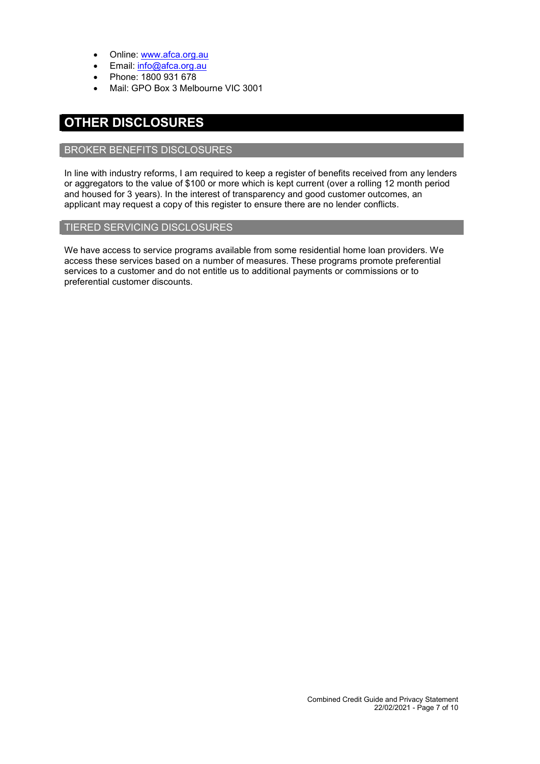- Online: www.afca.org.au
- Email: info@afca.org.au
- Phone: 1800 931 678
- Mail: GPO Box 3 Melbourne VIC 3001

# OTHER DISCLOSURES

## BROKER BENEFITS DISCLOSURES

In line with industry reforms, I am required to keep a register of benefits received from any lenders or aggregators to the value of $100 or more which is kept current (over a rolling 12 month period and housed for 3 years). In the interest of transparency and good customer outcomes, an applicant may request a copy of this register to ensure there are no lender conflicts.

## TIERED SERVICING DISCLOSURES

We have access to service programs available from some residential home loan providers. We access these services based on a number of measures. These programs promote preferential services to a customer and do not entitle us to additional payments or commissions or to preferential customer discounts.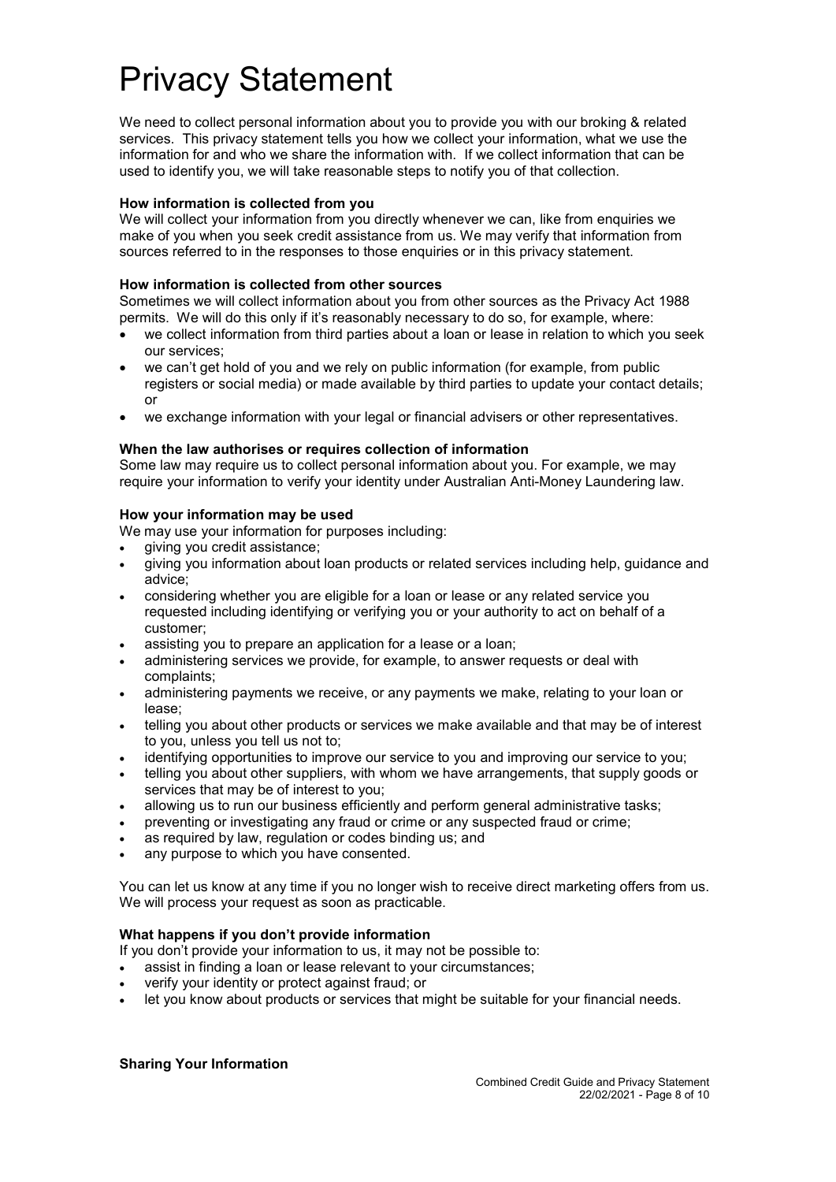# Privacy Statement

We need to collect personal information about you to provide you with our broking & related services. This privacy statement tells you how we collect your information, what we use the information for and who we share the information with. If we collect information that can be used to identify you, we will take reasonable steps to notify you of that collection.

**How information is collected from you**

We will collect your information from you directly whenever we can, like from enquiries we make of you when you seek credit assistance from us. We may verify that information from sources referred to in the responses to those enquiries or in this privacy statement.

**How information is collected from other sources**

Sometimes we will collect information about you from other sources as the Privacy Act 1988 permits. We will do this only if it's reasonably necessary to do so, for example, where:

- we collect information from third parties about a loan or lease in relation to which you seek our services;
- we can't get hold of you and we rely on public information (for example, from public registers or social media) or made available by third parties to update your contact details; or
- we exchange information with your legal or financial advisers or other representatives.

**When the law authorises or requires collection of information**

Some law may require us to collect personal information about you. For example, we may require your information to verify your identity under Australian Anti-Money Laundering law.

**How your information may be used**

We may use your information for purposes including:

- giving you credit assistance;
- giving you information about loan products or related services including help, guidance and advice;
- considering whether you are eligible for a loan or lease or any related service you requested including identifying or verifying you or your authority to act on behalf of a customer;
- assisting you to prepare an application for a lease or a loan;
- administering services we provide, for example, to answer requests or deal with complaints;
- administering payments we receive, or any payments we make, relating to your loan or lease;
- telling you about other products or services we make available and that may be of interest to you, unless you tell us not to;
- identifying opportunities to improve our service to you and improving our service to you;
- telling you about other suppliers, with whom we have arrangements, that supply goods or services that may be of interest to you;
- allowing us to run our business efficiently and perform general administrative tasks;
- preventing or investigating any fraud or crime or any suspected fraud or crime;
- as required by law, regulation or codes binding us; and
- any purpose to which you have consented.

You can let us know at any time if you no longer wish to receive direct marketing offers from us. We will process your request as soon as practicable.

**What happens if you don't provide information**

If you don't provide your information to us, it may not be possible to:

- assist in finding a loan or lease relevant to your circumstances;
- verify your identity or protect against fraud; or
- let you know about products or services that might be suitable for your financial needs.

**Sharing Your Information**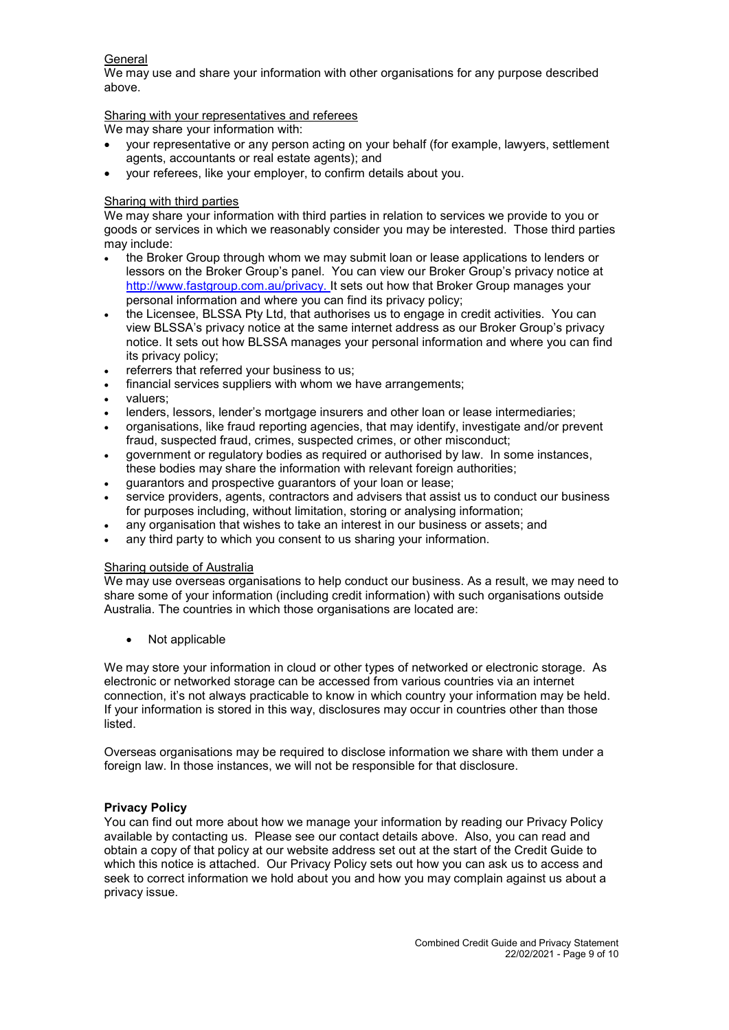General

We may use and share your information with other organisations for any purpose described above.

Sharing with your representatives and referees

We may share your information with:

- your representative or any person acting on your behalf (for example, lawyers, settlement agents, accountants or real estate agents); and
- your referees, like your employer, to confirm details about you.

Sharing with third parties

We may share your information with third parties in relation to services we provide to you or goods or services in which we reasonably consider you may be interested. Those third parties may include:

- the Broker Group through whom we may submit loan or lease applications to lenders or lessors on the Broker Group's panel. You can view our Broker Group's privacy notice at http://www.fastgroup.com.au/privacy. It sets out how that Broker Group manages your personal information and where you can find its privacy policy;
- the Licensee, BLSSA Pty Ltd, that authorises us to engage in credit activities. You can view BLSSA's privacy notice at the same internet address as our Broker Group's privacy notice. It sets out how BLSSA manages your personal information and where you can find its privacy policy;
- referrers that referred your business to us;
- financial services suppliers with whom we have arrangements;
- valuers;
- lenders, lessors, lender's mortgage insurers and other loan or lease intermediaries;
- organisations, like fraud reporting agencies, that may identify, investigate and/or prevent fraud, suspected fraud, crimes, suspected crimes, or other misconduct;
- government or regulatory bodies as required or authorised by law. In some instances, these bodies may share the information with relevant foreign authorities;
- guarantors and prospective guarantors of your loan or lease;
- service providers, agents, contractors and advisers that assist us to conduct our business for purposes including, without limitation, storing or analysing information;
- any organisation that wishes to take an interest in our business or assets; and
- any third party to which you consent to us sharing your information.

Sharing outside of Australia

We may use overseas organisations to help conduct our business. As a result, we may need to share some of your information (including credit information) with such organisations outside Australia. The countries in which those organisations are located are:

- Not applicable

We may store your information in cloud or other types of networked or electronic storage. As electronic or networked storage can be accessed from various countries via an internet connection, it's not always practicable to know in which country your information may be held. If your information is stored in this way, disclosures may occur in countries other than those listed.

Overseas organisations may be required to disclose information we share with them under a foreign law. In those instances, we will not be responsible for that disclosure.

**Privacy Policy**

You can find out more about how we manage your information by reading our Privacy Policy available by contacting us. Please see our contact details above. Also, you can read and obtain a copy of that policy at our website address set out at the start of the Credit Guide to which this notice is attached. Our Privacy Policy sets out how you can ask us to access and seek to correct information we hold about you and how you may complain against us about a privacy issue.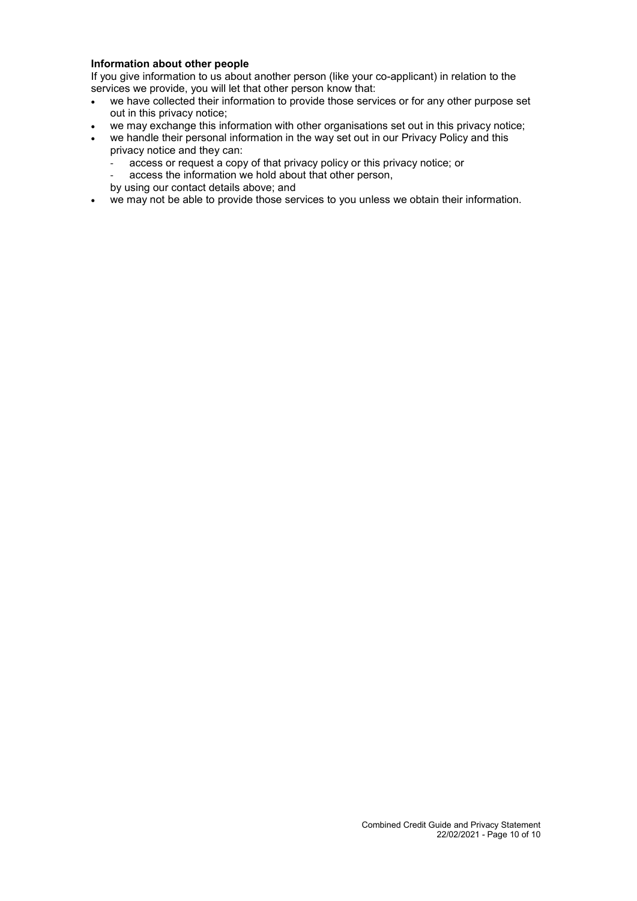**Information about other people**

If you give information to us about another person (like your co-applicant) in relation to the services we provide, you will let that other person know that:

- we have collected their information to provide those services or for any other purpose set out in this privacy notice;
- we may exchange this information with other organisations set out in this privacy notice;
- we handle their personal information in the way set out in our Privacy Policy and this privacy notice and they can:
  - access or request a copy of that privacy policy or this privacy notice; or
  - access the information we hold about that other person,

  by using our contact details above; and
- we may not be able to provide those services to you unless we obtain their information.